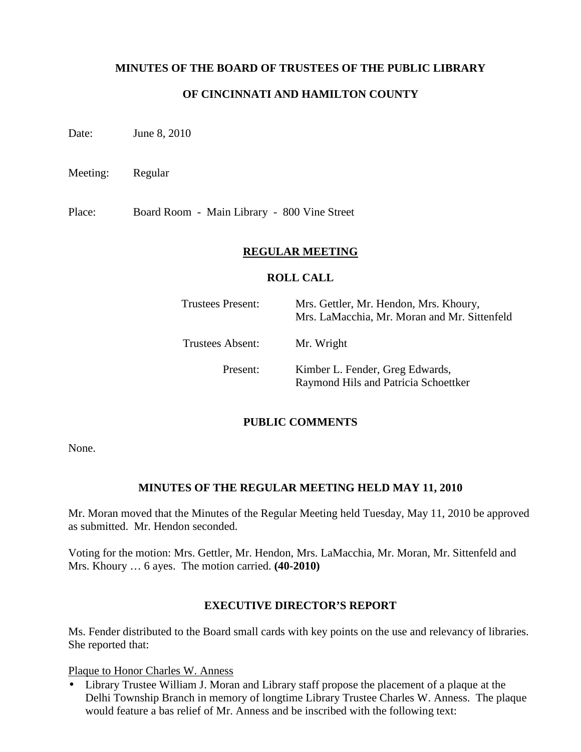# MINUTES OF THE BOARD OF TRUSTEES OF THE PUBLIC LIBRARY

# OF CINCINNATI AND HAMILTON COUNTY

Date: June 8, 2010

Meeting: Regular

Place: Board Room - Main Library - 800 Vine Street

## REGULAR MEETING

### ROLL CALL

| | |
|---|---|
| Trustees Present: | Mrs. Gettler, Mr. Hendon, Mrs. Khoury, Mrs. LaMacchia, Mr. Moran and Mr. Sittenfeld |
| Trustees Absent: | Mr. Wright |
| Present: | Kimber L. Fender, Greg Edwards, Raymond Hils and Patricia Schoettker |

### PUBLIC COMMENTS

None.

### MINUTES OF THE REGULAR MEETING HELD MAY 11, 2010

Mr. Moran moved that the Minutes of the Regular Meeting held Tuesday, May 11, 2010 be approved as submitted. Mr. Hendon seconded.

Voting for the motion: Mrs. Gettler, Mr. Hendon, Mrs. LaMacchia, Mr. Moran, Mr. Sittenfeld and Mrs. Khoury … 6 ayes. The motion carried. **(40-2010)**

### EXECUTIVE DIRECTOR'S REPORT

Ms. Fender distributed to the Board small cards with key points on the use and relevancy of libraries. She reported that:

<u>Plaque to Honor Charles W. Anness</u>

- Library Trustee William J. Moran and Library staff propose the placement of a plaque at the Delhi Township Branch in memory of longtime Library Trustee Charles W. Anness. The plaque would feature a bas relief of Mr. Anness and be inscribed with the following text: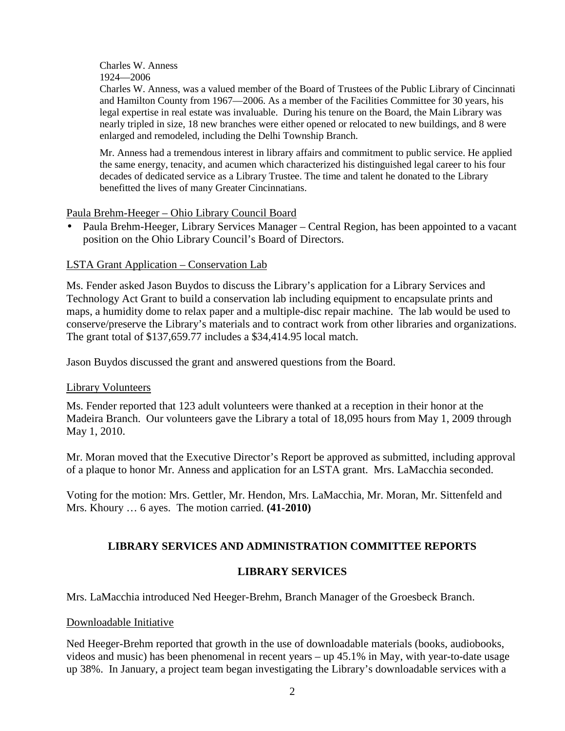Charles W. Anness
1924—2006
Charles W. Anness, was a valued member of the Board of Trustees of the Public Library of Cincinnati and Hamilton County from 1967—2006. As a member of the Facilities Committee for 30 years, his legal expertise in real estate was invaluable. During his tenure on the Board, the Main Library was nearly tripled in size, 18 new branches were either opened or relocated to new buildings, and 8 were enlarged and remodeled, including the Delhi Township Branch.

Mr. Anness had a tremendous interest in library affairs and commitment to public service. He applied the same energy, tenacity, and acumen which characterized his distinguished legal career to his four decades of dedicated service as a Library Trustee. The time and talent he donated to the Library benefitted the lives of many Greater Cincinnatians.

Paula Brehm-Heeger – Ohio Library Council Board

- Paula Brehm-Heeger, Library Services Manager – Central Region, has been appointed to a vacant position on the Ohio Library Council's Board of Directors.

LSTA Grant Application – Conservation Lab

Ms. Fender asked Jason Buydos to discuss the Library's application for a Library Services and Technology Act Grant to build a conservation lab including equipment to encapsulate prints and maps, a humidity dome to relax paper and a multiple-disc repair machine. The lab would be used to conserve/preserve the Library's materials and to contract work from other libraries and organizations. The grant total of $137,659.77 includes a $34,414.95 local match.

Jason Buydos discussed the grant and answered questions from the Board.

Library Volunteers

Ms. Fender reported that 123 adult volunteers were thanked at a reception in their honor at the Madeira Branch. Our volunteers gave the Library a total of 18,095 hours from May 1, 2009 through May 1, 2010.

Mr. Moran moved that the Executive Director's Report be approved as submitted, including approval of a plaque to honor Mr. Anness and application for an LSTA grant. Mrs. LaMacchia seconded.

Voting for the motion: Mrs. Gettler, Mr. Hendon, Mrs. LaMacchia, Mr. Moran, Mr. Sittenfeld and Mrs. Khoury … 6 ayes. The motion carried. **(41-2010)**

## LIBRARY SERVICES AND ADMINISTRATION COMMITTEE REPORTS

### LIBRARY SERVICES

Mrs. LaMacchia introduced Ned Heeger-Brehm, Branch Manager of the Groesbeck Branch.

Downloadable Initiative

Ned Heeger-Brehm reported that growth in the use of downloadable materials (books, audiobooks, videos and music) has been phenomenal in recent years – up 45.1% in May, with year-to-date usage up 38%. In January, a project team began investigating the Library's downloadable services with a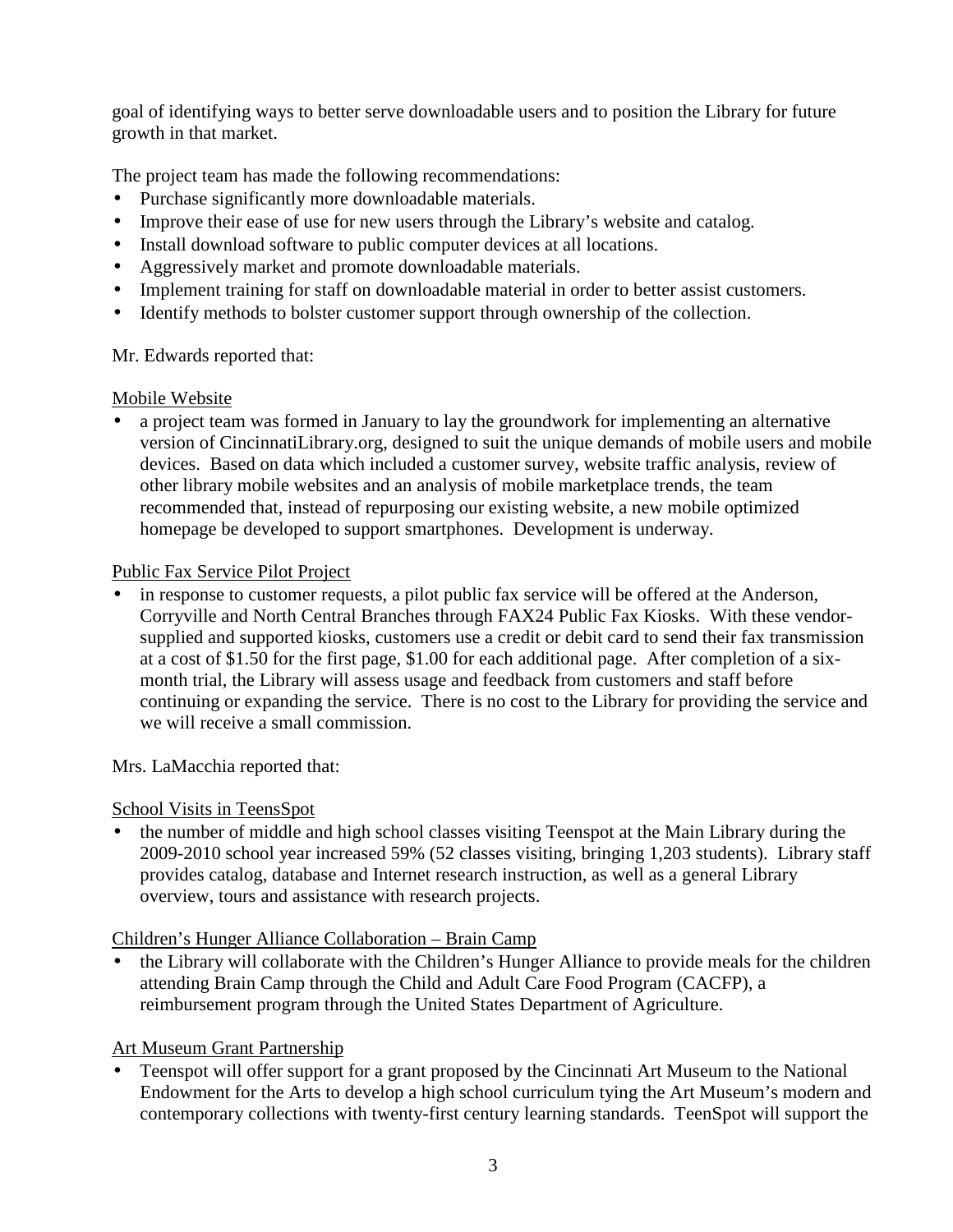goal of identifying ways to better serve downloadable users and to position the Library for future growth in that market.

The project team has made the following recommendations:

- Purchase significantly more downloadable materials.
- Improve their ease of use for new users through the Library's website and catalog.
- Install download software to public computer devices at all locations.
- Aggressively market and promote downloadable materials.
- Implement training for staff on downloadable material in order to better assist customers.
- Identify methods to bolster customer support through ownership of the collection.

Mr. Edwards reported that:

Mobile Website

- a project team was formed in January to lay the groundwork for implementing an alternative version of CincinnatiLibrary.org, designed to suit the unique demands of mobile users and mobile devices. Based on data which included a customer survey, website traffic analysis, review of other library mobile websites and an analysis of mobile marketplace trends, the team recommended that, instead of repurposing our existing website, a new mobile optimized homepage be developed to support smartphones. Development is underway.

Public Fax Service Pilot Project

- in response to customer requests, a pilot public fax service will be offered at the Anderson, Corryville and North Central Branches through FAX24 Public Fax Kiosks. With these vendor-supplied and supported kiosks, customers use a credit or debit card to send their fax transmission at a cost of $1.50 for the first page, $1.00 for each additional page. After completion of a six-month trial, the Library will assess usage and feedback from customers and staff before continuing or expanding the service. There is no cost to the Library for providing the service and we will receive a small commission.

Mrs. LaMacchia reported that:

School Visits in TeensSpot

- the number of middle and high school classes visiting Teenspot at the Main Library during the 2009-2010 school year increased 59% (52 classes visiting, bringing 1,203 students). Library staff provides catalog, database and Internet research instruction, as well as a general Library overview, tours and assistance with research projects.

Children's Hunger Alliance Collaboration – Brain Camp

- the Library will collaborate with the Children's Hunger Alliance to provide meals for the children attending Brain Camp through the Child and Adult Care Food Program (CACFP), a reimbursement program through the United States Department of Agriculture.

Art Museum Grant Partnership

- Teenspot will offer support for a grant proposed by the Cincinnati Art Museum to the National Endowment for the Arts to develop a high school curriculum tying the Art Museum's modern and contemporary collections with twenty-first century learning standards. TeenSpot will support the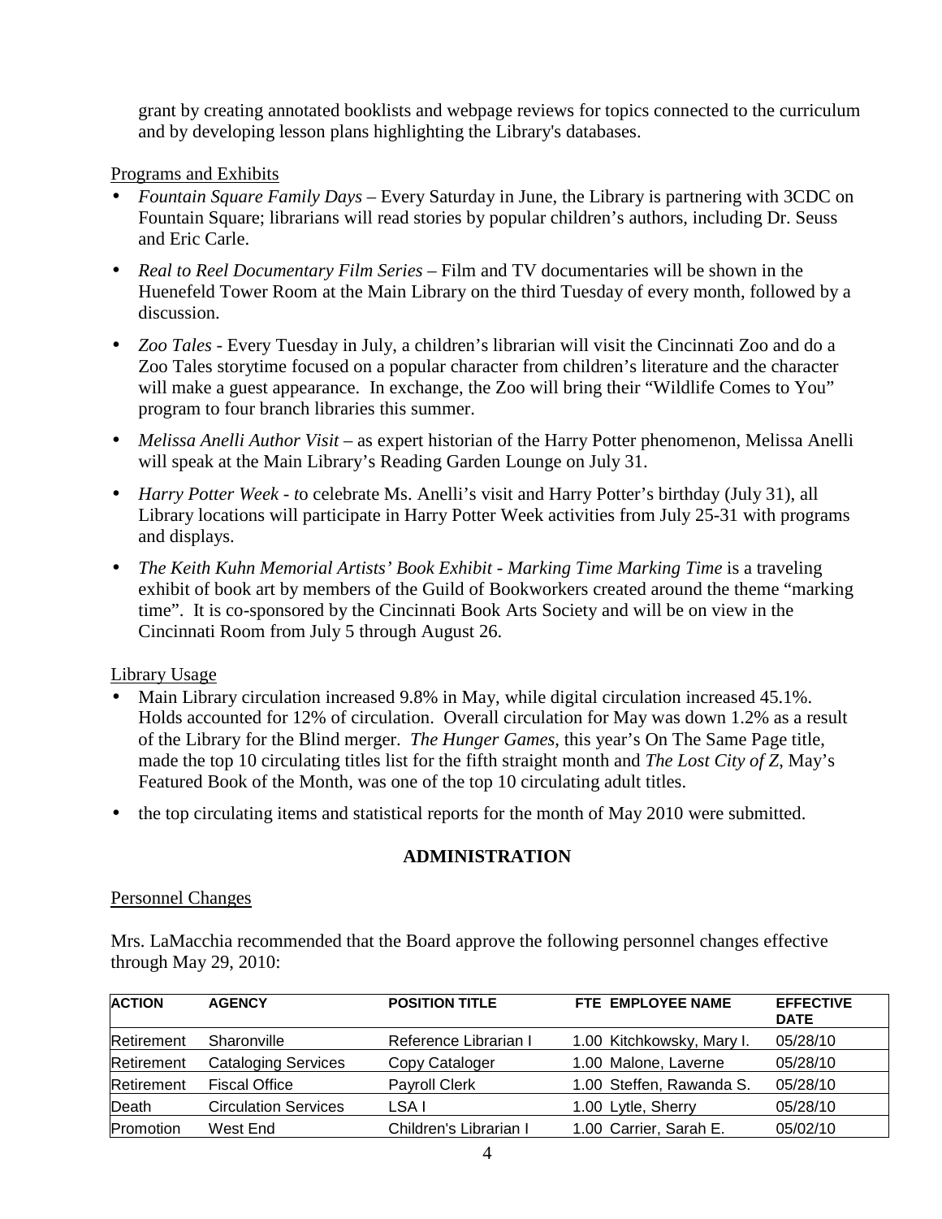grant by creating annotated booklists and webpage reviews for topics connected to the curriculum and by developing lesson plans highlighting the Library's databases.

Programs and Exhibits

- *Fountain Square Family Days* – Every Saturday in June, the Library is partnering with 3CDC on Fountain Square; librarians will read stories by popular children's authors, including Dr. Seuss and Eric Carle.
- *Real to Reel Documentary Film Series* – Film and TV documentaries will be shown in the Huenefeld Tower Room at the Main Library on the third Tuesday of every month, followed by a discussion.
- *Zoo Tales* - Every Tuesday in July, a children's librarian will visit the Cincinnati Zoo and do a Zoo Tales storytime focused on a popular character from children's literature and the character will make a guest appearance. In exchange, the Zoo will bring their "Wildlife Comes to You" program to four branch libraries this summer.
- *Melissa Anelli Author Visit* – as expert historian of the Harry Potter phenomenon, Melissa Anelli will speak at the Main Library's Reading Garden Lounge on July 31.
- *Harry Potter Week - t*o celebrate Ms. Anelli's visit and Harry Potter's birthday (July 31), all Library locations will participate in Harry Potter Week activities from July 25-31 with programs and displays.
- *The Keith Kuhn Memorial Artists' Book Exhibit - Marking Time Marking Time* is a traveling exhibit of book art by members of the Guild of Bookworkers created around the theme "marking time". It is co-sponsored by the Cincinnati Book Arts Society and will be on view in the Cincinnati Room from July 5 through August 26.

Library Usage

- Main Library circulation increased 9.8% in May, while digital circulation increased 45.1%. Holds accounted for 12% of circulation. Overall circulation for May was down 1.2% as a result of the Library for the Blind merger. *The Hunger Games*, this year's On The Same Page title, made the top 10 circulating titles list for the fifth straight month and *The Lost City of Z*, May's Featured Book of the Month, was one of the top 10 circulating adult titles.
- the top circulating items and statistical reports for the month of May 2010 were submitted.

## ADMINISTRATION

Personnel Changes

Mrs. LaMacchia recommended that the Board approve the following personnel changes effective through May 29, 2010:

| ACTION | AGENCY | POSITION TITLE | FTE | EMPLOYEE NAME | EFFECTIVE DATE |
|---|---|---|---|---|---|
| Retirement | Sharonville | Reference Librarian I | 1.00 | Kitchkowsky, Mary I. | 05/28/10 |
| Retirement | Cataloging Services | Copy Cataloger | 1.00 | Malone, Laverne | 05/28/10 |
| Retirement | Fiscal Office | Payroll Clerk | 1.00 | Steffen, Rawanda S. | 05/28/10 |
| Death | Circulation Services | LSA I | 1.00 | Lytle, Sherry | 05/28/10 |
| Promotion | West End | Children's Librarian I | 1.00 | Carrier, Sarah E. | 05/02/10 |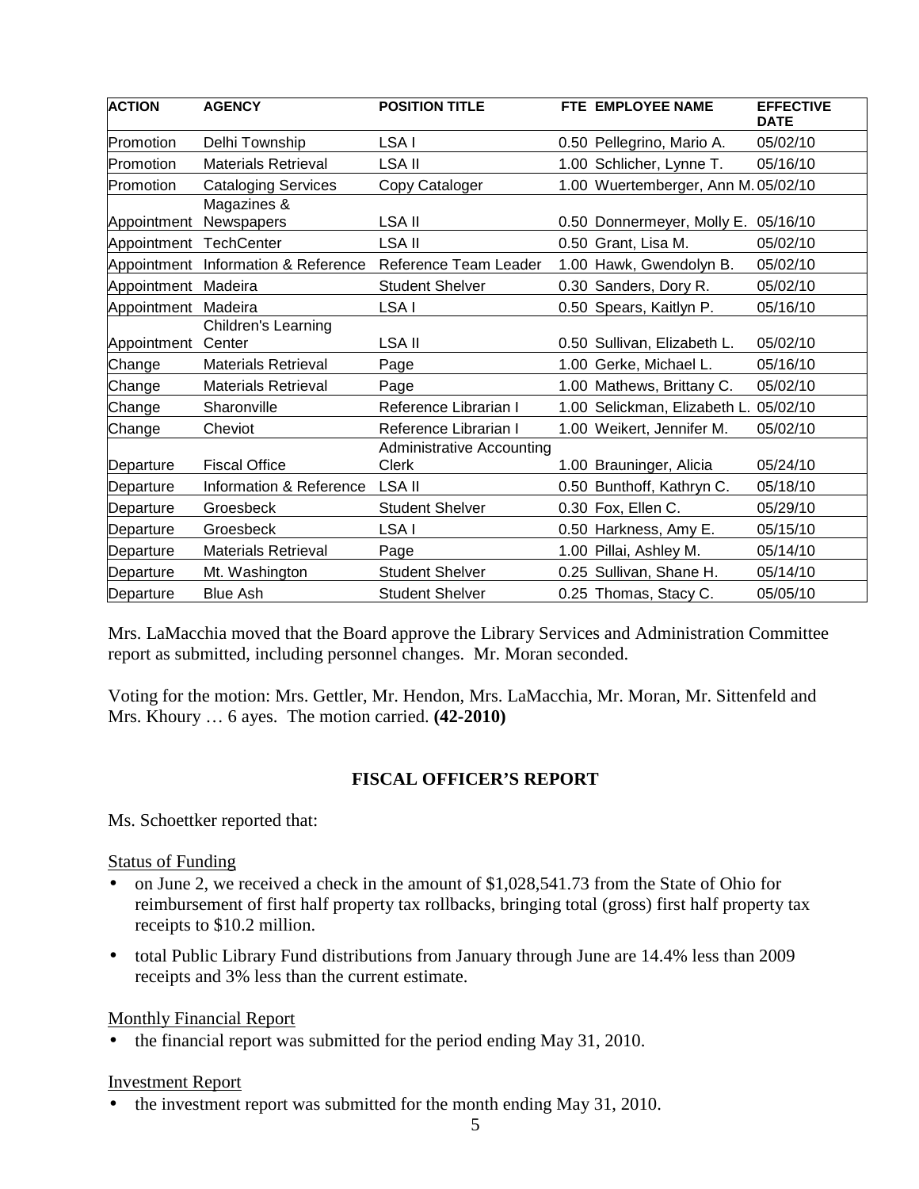| ACTION | AGENCY | POSITION TITLE | FTE | EMPLOYEE NAME | EFFECTIVE DATE |
|---|---|---|---|---|---|
| Promotion | Delhi Township | LSA I | 0.50 | Pellegrino, Mario A. | 05/02/10 |
| Promotion | Materials Retrieval | LSA II | 1.00 | Schlicher, Lynne T. | 05/16/10 |
| Promotion | Cataloging Services | Copy Cataloger | 1.00 | Wuertemberger, Ann M. | 05/02/10 |
| Appointment | Magazines & Newspapers | LSA II | 0.50 | Donnermeyer, Molly E. | 05/16/10 |
| Appointment | TechCenter | LSA II | 0.50 | Grant, Lisa M. | 05/02/10 |
| Appointment | Information & Reference | Reference Team Leader | 1.00 | Hawk, Gwendolyn B. | 05/02/10 |
| Appointment | Madeira | Student Shelver | 0.30 | Sanders, Dory R. | 05/02/10 |
| Appointment | Madeira | LSA I | 0.50 | Spears, Kaitlyn P. | 05/16/10 |
| Appointment | Children's Learning Center | LSA II | 0.50 | Sullivan, Elizabeth L. | 05/02/10 |
| Change | Materials Retrieval | Page | 1.00 | Gerke, Michael L. | 05/16/10 |
| Change | Materials Retrieval | Page | 1.00 | Mathews, Brittany C. | 05/02/10 |
| Change | Sharonville | Reference Librarian I | 1.00 | Selickman, Elizabeth L. | 05/02/10 |
| Change | Cheviot | Reference Librarian I | 1.00 | Weikert, Jennifer M. | 05/02/10 |
| Departure | Fiscal Office | Administrative Accounting Clerk | 1.00 | Brauninger, Alicia | 05/24/10 |
| Departure | Information & Reference | LSA II | 0.50 | Bunthoff, Kathryn C. | 05/18/10 |
| Departure | Groesbeck | Student Shelver | 0.30 | Fox, Ellen C. | 05/29/10 |
| Departure | Groesbeck | LSA I | 0.50 | Harkness, Amy E. | 05/15/10 |
| Departure | Materials Retrieval | Page | 1.00 | Pillai, Ashley M. | 05/14/10 |
| Departure | Mt. Washington | Student Shelver | 0.25 | Sullivan, Shane H. | 05/14/10 |
| Departure | Blue Ash | Student Shelver | 0.25 | Thomas, Stacy C. | 05/05/10 |

Mrs. LaMacchia moved that the Board approve the Library Services and Administration Committee report as submitted, including personnel changes. Mr. Moran seconded.

Voting for the motion: Mrs. Gettler, Mr. Hendon, Mrs. LaMacchia, Mr. Moran, Mr. Sittenfeld and Mrs. Khoury … 6 ayes. The motion carried. **(42-2010)**

## FISCAL OFFICER'S REPORT

Ms. Schoettker reported that:

Status of Funding

- on June 2, we received a check in the amount of $1,028,541.73 from the State of Ohio for reimbursement of first half property tax rollbacks, bringing total (gross) first half property tax receipts to $10.2 million.
- total Public Library Fund distributions from January through June are 14.4% less than 2009 receipts and 3% less than the current estimate.

Monthly Financial Report

- the financial report was submitted for the period ending May 31, 2010.

Investment Report

- the investment report was submitted for the month ending May 31, 2010.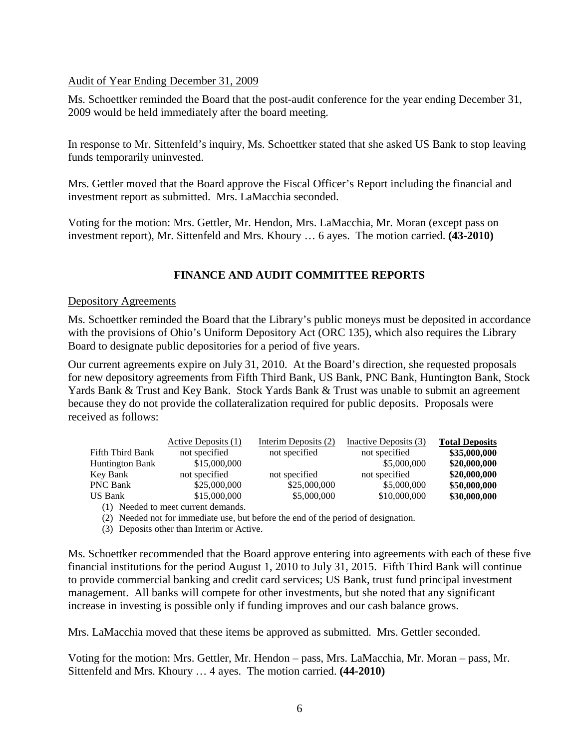Audit of Year Ending December 31, 2009

Ms. Schoettker reminded the Board that the post-audit conference for the year ending December 31, 2009 would be held immediately after the board meeting.

In response to Mr. Sittenfeld's inquiry, Ms. Schoettker stated that she asked US Bank to stop leaving funds temporarily uninvested.

Mrs. Gettler moved that the Board approve the Fiscal Officer's Report including the financial and investment report as submitted. Mrs. LaMacchia seconded.

Voting for the motion: Mrs. Gettler, Mr. Hendon, Mrs. LaMacchia, Mr. Moran (except pass on investment report), Mr. Sittenfeld and Mrs. Khoury … 6 ayes. The motion carried. **(43-2010)**

## FINANCE AND AUDIT COMMITTEE REPORTS

Depository Agreements

Ms. Schoettker reminded the Board that the Library's public moneys must be deposited in accordance with the provisions of Ohio's Uniform Depository Act (ORC 135), which also requires the Library Board to designate public depositories for a period of five years.

Our current agreements expire on July 31, 2010. At the Board's direction, she requested proposals for new depository agreements from Fifth Third Bank, US Bank, PNC Bank, Huntington Bank, Stock Yards Bank & Trust and Key Bank. Stock Yards Bank & Trust was unable to submit an agreement because they do not provide the collateralization required for public deposits. Proposals were received as follows:

| | Active Deposits (1) | Interim Deposits (2) | Inactive Deposits (3) | **Total Deposits** |
|---|---|---|---|---|
| Fifth Third Bank | not specified | not specified | not specified | **$35,000,000** |
| Huntington Bank | $15,000,000 | | $5,000,000 | **$20,000,000** |
| Key Bank | not specified | not specified | not specified | **$20,000,000** |
| PNC Bank | $25,000,000 | $25,000,000 | $5,000,000 | **$50,000,000** |
| US Bank | $15,000,000 | $5,000,000 | $10,000,000 | **$30,000,000** |

(1) Needed to meet current demands.

(2) Needed not for immediate use, but before the end of the period of designation.

(3) Deposits other than Interim or Active.

Ms. Schoettker recommended that the Board approve entering into agreements with each of these five financial institutions for the period August 1, 2010 to July 31, 2015. Fifth Third Bank will continue to provide commercial banking and credit card services; US Bank, trust fund principal investment management. All banks will compete for other investments, but she noted that any significant increase in investing is possible only if funding improves and our cash balance grows.

Mrs. LaMacchia moved that these items be approved as submitted. Mrs. Gettler seconded.

Voting for the motion: Mrs. Gettler, Mr. Hendon – pass, Mrs. LaMacchia, Mr. Moran – pass, Mr. Sittenfeld and Mrs. Khoury … 4 ayes. The motion carried. **(44-2010)**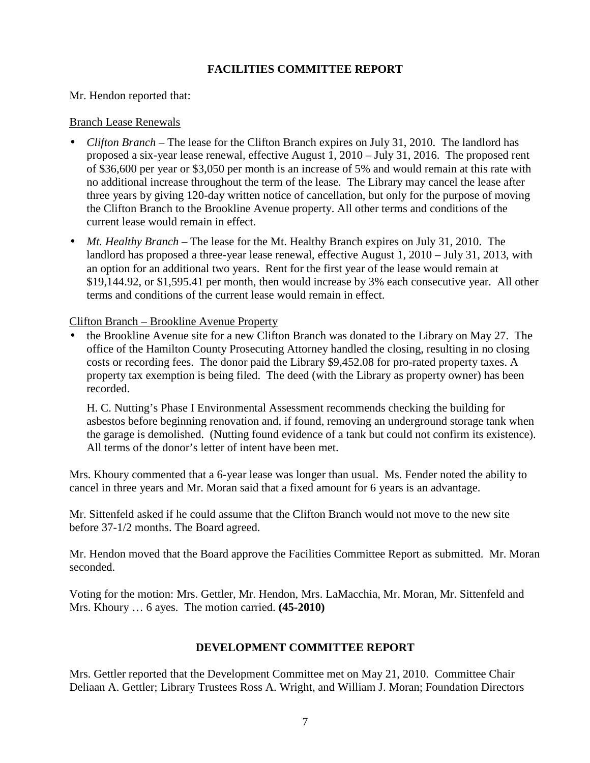## FACILITIES COMMITTEE REPORT

Mr. Hendon reported that:

Branch Lease Renewals

- *Clifton Branch* – The lease for the Clifton Branch expires on July 31, 2010. The landlord has proposed a six-year lease renewal, effective August 1, 2010 – July 31, 2016. The proposed rent of $36,600 per year or $3,050 per month is an increase of 5% and would remain at this rate with no additional increase throughout the term of the lease. The Library may cancel the lease after three years by giving 120-day written notice of cancellation, but only for the purpose of moving the Clifton Branch to the Brookline Avenue property. All other terms and conditions of the current lease would remain in effect.
- *Mt. Healthy Branch* – The lease for the Mt. Healthy Branch expires on July 31, 2010. The landlord has proposed a three-year lease renewal, effective August 1, 2010 – July 31, 2013, with an option for an additional two years. Rent for the first year of the lease would remain at $19,144.92, or $1,595.41 per month, then would increase by 3% each consecutive year. All other terms and conditions of the current lease would remain in effect.

Clifton Branch – Brookline Avenue Property

- the Brookline Avenue site for a new Clifton Branch was donated to the Library on May 27. The office of the Hamilton County Prosecuting Attorney handled the closing, resulting in no closing costs or recording fees. The donor paid the Library $9,452.08 for pro-rated property taxes. A property tax exemption is being filed. The deed (with the Library as property owner) has been recorded.

  H. C. Nutting's Phase I Environmental Assessment recommends checking the building for asbestos before beginning renovation and, if found, removing an underground storage tank when the garage is demolished. (Nutting found evidence of a tank but could not confirm its existence). All terms of the donor's letter of intent have been met.

Mrs. Khoury commented that a 6-year lease was longer than usual. Ms. Fender noted the ability to cancel in three years and Mr. Moran said that a fixed amount for 6 years is an advantage.

Mr. Sittenfeld asked if he could assume that the Clifton Branch would not move to the new site before 37-1/2 months. The Board agreed.

Mr. Hendon moved that the Board approve the Facilities Committee Report as submitted. Mr. Moran seconded.

Voting for the motion: Mrs. Gettler, Mr. Hendon, Mrs. LaMacchia, Mr. Moran, Mr. Sittenfeld and Mrs. Khoury … 6 ayes. The motion carried. **(45-2010)**

## DEVELOPMENT COMMITTEE REPORT

Mrs. Gettler reported that the Development Committee met on May 21, 2010. Committee Chair Deliaan A. Gettler; Library Trustees Ross A. Wright, and William J. Moran; Foundation Directors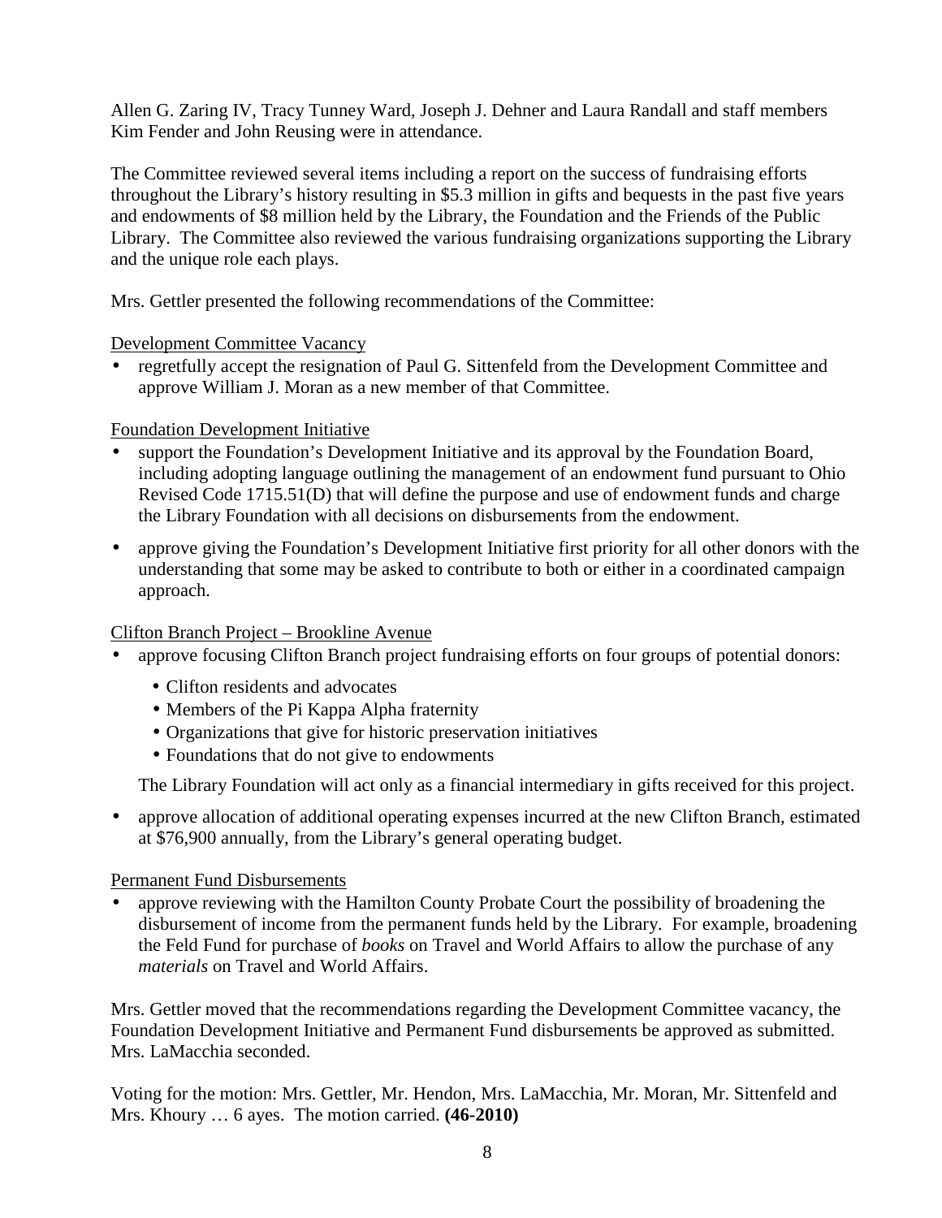Allen G. Zaring IV, Tracy Tunney Ward, Joseph J. Dehner and Laura Randall and staff members Kim Fender and John Reusing were in attendance.

The Committee reviewed several items including a report on the success of fundraising efforts throughout the Library's history resulting in $5.3 million in gifts and bequests in the past five years and endowments of $8 million held by the Library, the Foundation and the Friends of the Public Library. The Committee also reviewed the various fundraising organizations supporting the Library and the unique role each plays.

Mrs. Gettler presented the following recommendations of the Committee:

<u>Development Committee Vacancy</u>

- regretfully accept the resignation of Paul G. Sittenfeld from the Development Committee and approve William J. Moran as a new member of that Committee.

<u>Foundation Development Initiative</u>

- support the Foundation's Development Initiative and its approval by the Foundation Board, including adopting language outlining the management of an endowment fund pursuant to Ohio Revised Code 1715.51(D) that will define the purpose and use of endowment funds and charge the Library Foundation with all decisions on disbursements from the endowment.
- approve giving the Foundation's Development Initiative first priority for all other donors with the understanding that some may be asked to contribute to both or either in a coordinated campaign approach.

<u>Clifton Branch Project – Brookline Avenue</u>

- approve focusing Clifton Branch project fundraising efforts on four groups of potential donors:
  - Clifton residents and advocates
  - Members of the Pi Kappa Alpha fraternity
  - Organizations that give for historic preservation initiatives
  - Foundations that do not give to endowments

  The Library Foundation will act only as a financial intermediary in gifts received for this project.
- approve allocation of additional operating expenses incurred at the new Clifton Branch, estimated at $76,900 annually, from the Library's general operating budget.

<u>Permanent Fund Disbursements</u>

- approve reviewing with the Hamilton County Probate Court the possibility of broadening the disbursement of income from the permanent funds held by the Library. For example, broadening the Feld Fund for purchase of *books* on Travel and World Affairs to allow the purchase of any *materials* on Travel and World Affairs.

Mrs. Gettler moved that the recommendations regarding the Development Committee vacancy, the Foundation Development Initiative and Permanent Fund disbursements be approved as submitted. Mrs. LaMacchia seconded.

Voting for the motion: Mrs. Gettler, Mr. Hendon, Mrs. LaMacchia, Mr. Moran, Mr. Sittenfeld and Mrs. Khoury … 6 ayes. The motion carried. **(46-2010)**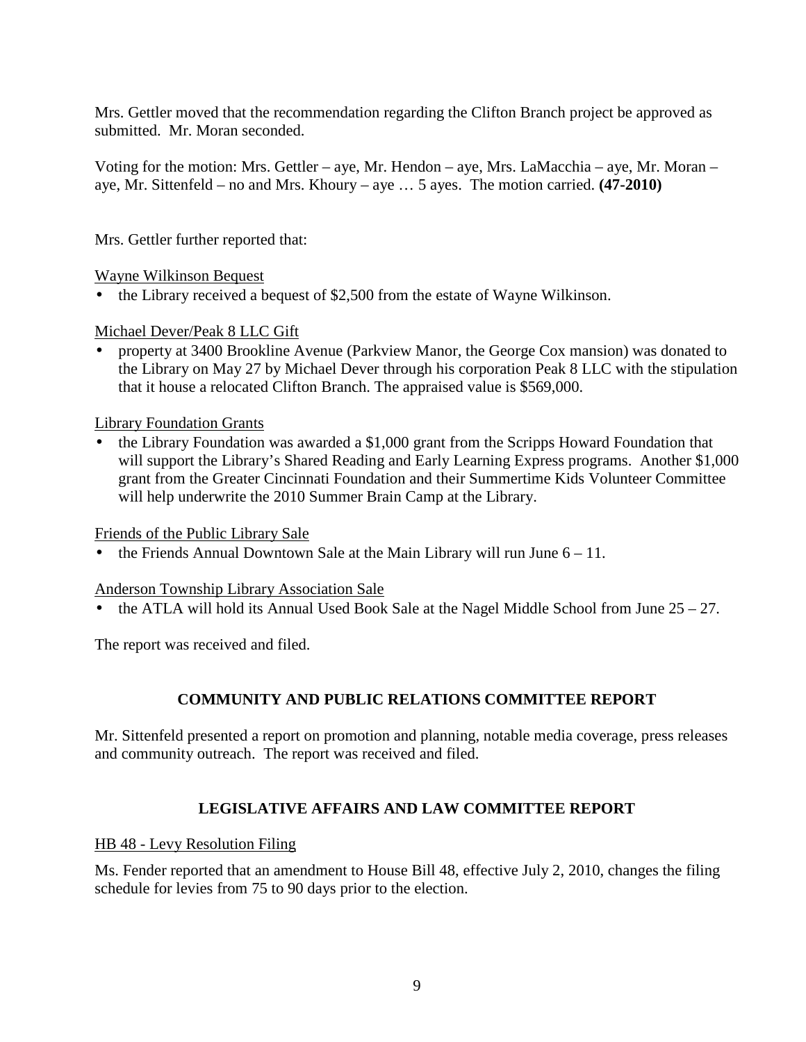Mrs. Gettler moved that the recommendation regarding the Clifton Branch project be approved as submitted. Mr. Moran seconded.

Voting for the motion: Mrs. Gettler – aye, Mr. Hendon – aye, Mrs. LaMacchia – aye, Mr. Moran – aye, Mr. Sittenfeld – no and Mrs. Khoury – aye … 5 ayes. The motion carried. **(47-2010)**

Mrs. Gettler further reported that:

<u>Wayne Wilkinson Bequest</u>

- the Library received a bequest of $2,500 from the estate of Wayne Wilkinson.

<u>Michael Dever/Peak 8 LLC Gift</u>

- property at 3400 Brookline Avenue (Parkview Manor, the George Cox mansion) was donated to the Library on May 27 by Michael Dever through his corporation Peak 8 LLC with the stipulation that it house a relocated Clifton Branch. The appraised value is $569,000.

<u>Library Foundation Grants</u>

- the Library Foundation was awarded a $1,000 grant from the Scripps Howard Foundation that will support the Library's Shared Reading and Early Learning Express programs. Another $1,000 grant from the Greater Cincinnati Foundation and their Summertime Kids Volunteer Committee will help underwrite the 2010 Summer Brain Camp at the Library.

<u>Friends of the Public Library Sale</u>

- the Friends Annual Downtown Sale at the Main Library will run June 6 – 11.

<u>Anderson Township Library Association Sale</u>

- the ATLA will hold its Annual Used Book Sale at the Nagel Middle School from June 25 – 27.

The report was received and filed.

## COMMUNITY AND PUBLIC RELATIONS COMMITTEE REPORT

Mr. Sittenfeld presented a report on promotion and planning, notable media coverage, press releases and community outreach. The report was received and filed.

## LEGISLATIVE AFFAIRS AND LAW COMMITTEE REPORT

<u>HB 48 - Levy Resolution Filing</u>

Ms. Fender reported that an amendment to House Bill 48, effective July 2, 2010, changes the filing schedule for levies from 75 to 90 days prior to the election.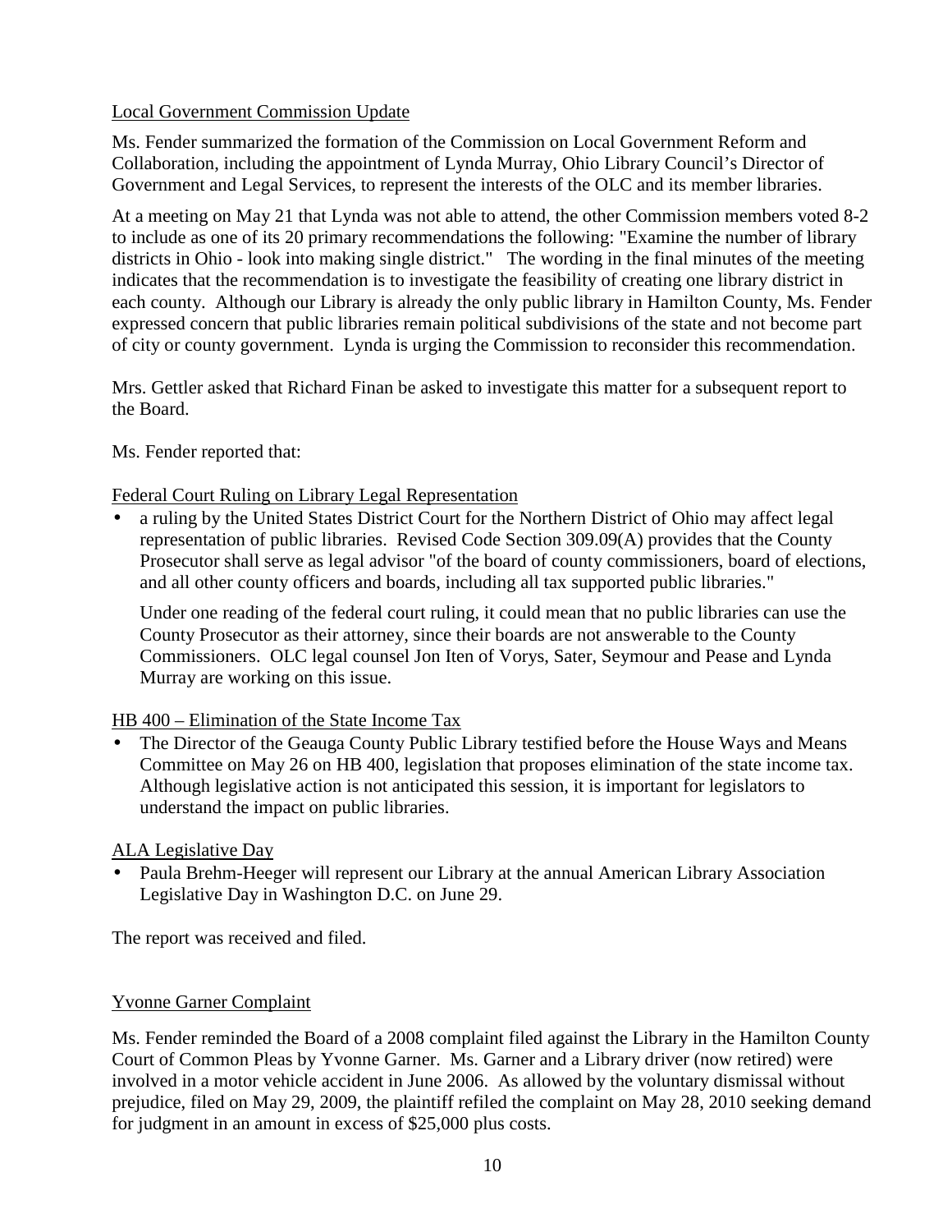Local Government Commission Update

Ms. Fender summarized the formation of the Commission on Local Government Reform and Collaboration, including the appointment of Lynda Murray, Ohio Library Council's Director of Government and Legal Services, to represent the interests of the OLC and its member libraries.

At a meeting on May 21 that Lynda was not able to attend, the other Commission members voted 8-2 to include as one of its 20 primary recommendations the following: "Examine the number of library districts in Ohio - look into making single district." The wording in the final minutes of the meeting indicates that the recommendation is to investigate the feasibility of creating one library district in each county. Although our Library is already the only public library in Hamilton County, Ms. Fender expressed concern that public libraries remain political subdivisions of the state and not become part of city or county government. Lynda is urging the Commission to reconsider this recommendation.

Mrs. Gettler asked that Richard Finan be asked to investigate this matter for a subsequent report to the Board.

Ms. Fender reported that:

Federal Court Ruling on Library Legal Representation

- a ruling by the United States District Court for the Northern District of Ohio may affect legal representation of public libraries. Revised Code Section 309.09(A) provides that the County Prosecutor shall serve as legal advisor "of the board of county commissioners, board of elections, and all other county officers and boards, including all tax supported public libraries."

  Under one reading of the federal court ruling, it could mean that no public libraries can use the County Prosecutor as their attorney, since their boards are not answerable to the County Commissioners. OLC legal counsel Jon Iten of Vorys, Sater, Seymour and Pease and Lynda Murray are working on this issue.

HB 400 – Elimination of the State Income Tax

- The Director of the Geauga County Public Library testified before the House Ways and Means Committee on May 26 on HB 400, legislation that proposes elimination of the state income tax. Although legislative action is not anticipated this session, it is important for legislators to understand the impact on public libraries.

ALA Legislative Day

- Paula Brehm-Heeger will represent our Library at the annual American Library Association Legislative Day in Washington D.C. on June 29.

The report was received and filed.

Yvonne Garner Complaint

Ms. Fender reminded the Board of a 2008 complaint filed against the Library in the Hamilton County Court of Common Pleas by Yvonne Garner. Ms. Garner and a Library driver (now retired) were involved in a motor vehicle accident in June 2006. As allowed by the voluntary dismissal without prejudice, filed on May 29, 2009, the plaintiff refiled the complaint on May 28, 2010 seeking demand for judgment in an amount in excess of $25,000 plus costs.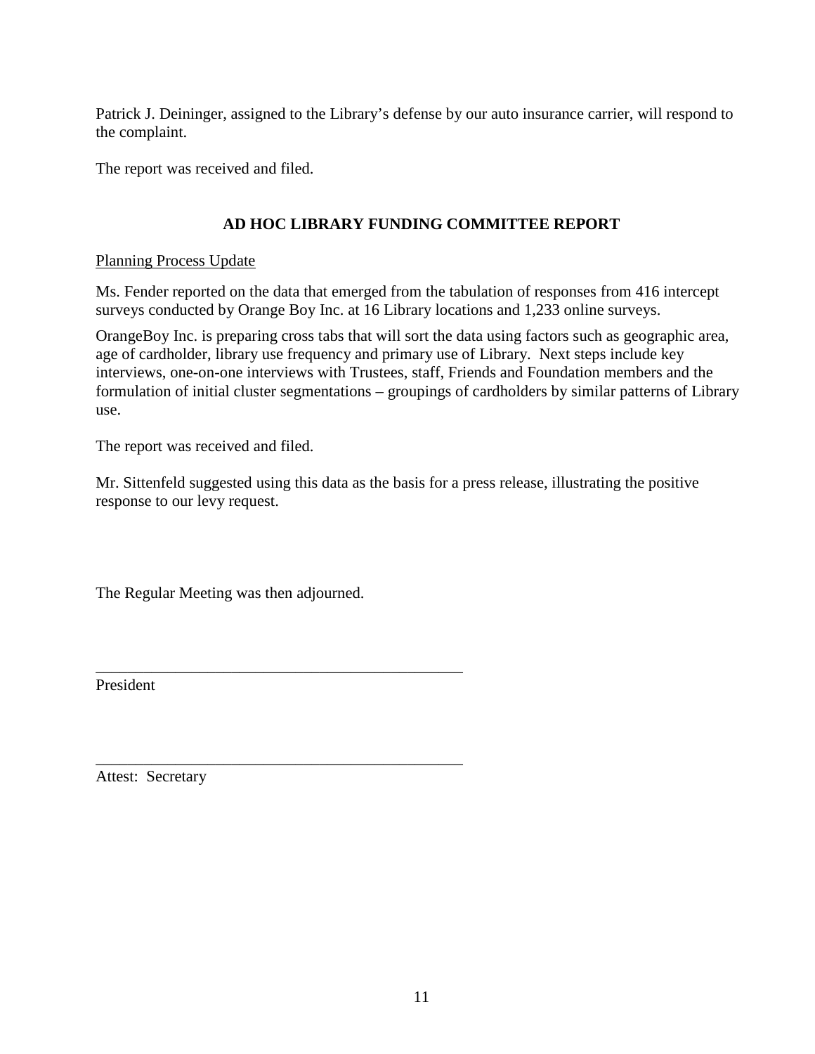Patrick J. Deininger, assigned to the Library's defense by our auto insurance carrier, will respond to the complaint.

The report was received and filed.

## AD HOC LIBRARY FUNDING COMMITTEE REPORT

Planning Process Update

Ms. Fender reported on the data that emerged from the tabulation of responses from 416 intercept surveys conducted by Orange Boy Inc. at 16 Library locations and 1,233 online surveys.

OrangeBoy Inc. is preparing cross tabs that will sort the data using factors such as geographic area, age of cardholder, library use frequency and primary use of Library. Next steps include key interviews, one-on-one interviews with Trustees, staff, Friends and Foundation members and the formulation of initial cluster segmentations – groupings of cardholders by similar patterns of Library use.

The report was received and filed.

Mr. Sittenfeld suggested using this data as the basis for a press release, illustrating the positive response to our levy request.

The Regular Meeting was then adjourned.

_______________________________________________
President

_______________________________________________
Attest: Secretary